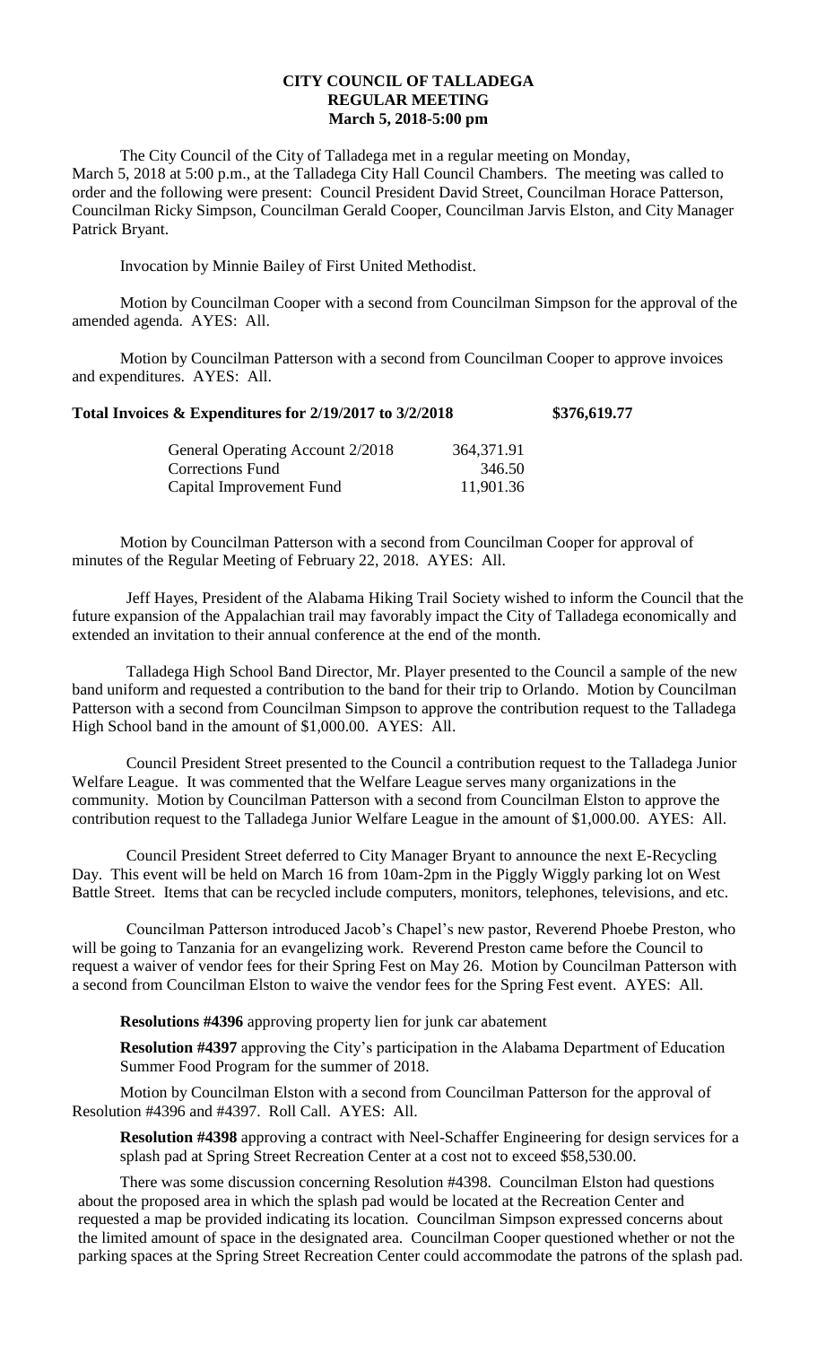**CITY COUNCIL OF TALLADEGA**
**REGULAR MEETING**
**March 5, 2018-5:00 pm**

The City Council of the City of Talladega met in a regular meeting on Monday, March 5, 2018 at 5:00 p.m., at the Talladega City Hall Council Chambers. The meeting was called to order and the following were present: Council President David Street, Councilman Horace Patterson, Councilman Ricky Simpson, Councilman Gerald Cooper, Councilman Jarvis Elston, and City Manager Patrick Bryant.

Invocation by Minnie Bailey of First United Methodist.

Motion by Councilman Cooper with a second from Councilman Simpson for the approval of the amended agenda. AYES: All.

Motion by Councilman Patterson with a second from Councilman Cooper to approve invoices and expenditures. AYES: All.

**Total Invoices & Expenditures for 2/19/2017 to 3/2/2018 $376,619.77**

| | |
|---|---|
| General Operating Account 2/2018 | 364,371.91 |
| Corrections Fund | 346.50 |
| Capital Improvement Fund | 11,901.36 |

Motion by Councilman Patterson with a second from Councilman Cooper for approval of minutes of the Regular Meeting of February 22, 2018. AYES: All.

Jeff Hayes, President of the Alabama Hiking Trail Society wished to inform the Council that the future expansion of the Appalachian trail may favorably impact the City of Talladega economically and extended an invitation to their annual conference at the end of the month.

Talladega High School Band Director, Mr. Player presented to the Council a sample of the new band uniform and requested a contribution to the band for their trip to Orlando. Motion by Councilman Patterson with a second from Councilman Simpson to approve the contribution request to the Talladega High School band in the amount of $1,000.00. AYES: All.

Council President Street presented to the Council a contribution request to the Talladega Junior Welfare League. It was commented that the Welfare League serves many organizations in the community. Motion by Councilman Patterson with a second from Councilman Elston to approve the contribution request to the Talladega Junior Welfare League in the amount of $1,000.00. AYES: All.

Council President Street deferred to City Manager Bryant to announce the next E-Recycling Day. This event will be held on March 16 from 10am-2pm in the Piggly Wiggly parking lot on West Battle Street. Items that can be recycled include computers, monitors, telephones, televisions, and etc.

Councilman Patterson introduced Jacob's Chapel's new pastor, Reverend Phoebe Preston, who will be going to Tanzania for an evangelizing work. Reverend Preston came before the Council to request a waiver of vendor fees for their Spring Fest on May 26. Motion by Councilman Patterson with a second from Councilman Elston to waive the vendor fees for the Spring Fest event. AYES: All.

**Resolutions #4396** approving property lien for junk car abatement

**Resolution #4397** approving the City's participation in the Alabama Department of Education Summer Food Program for the summer of 2018.

Motion by Councilman Elston with a second from Councilman Patterson for the approval of Resolution #4396 and #4397. Roll Call. AYES: All.

**Resolution #4398** approving a contract with Neel-Schaffer Engineering for design services for a splash pad at Spring Street Recreation Center at a cost not to exceed $58,530.00.

There was some discussion concerning Resolution #4398. Councilman Elston had questions about the proposed area in which the splash pad would be located at the Recreation Center and requested a map be provided indicating its location. Councilman Simpson expressed concerns about the limited amount of space in the designated area. Councilman Cooper questioned whether or not the parking spaces at the Spring Street Recreation Center could accommodate the patrons of the splash pad.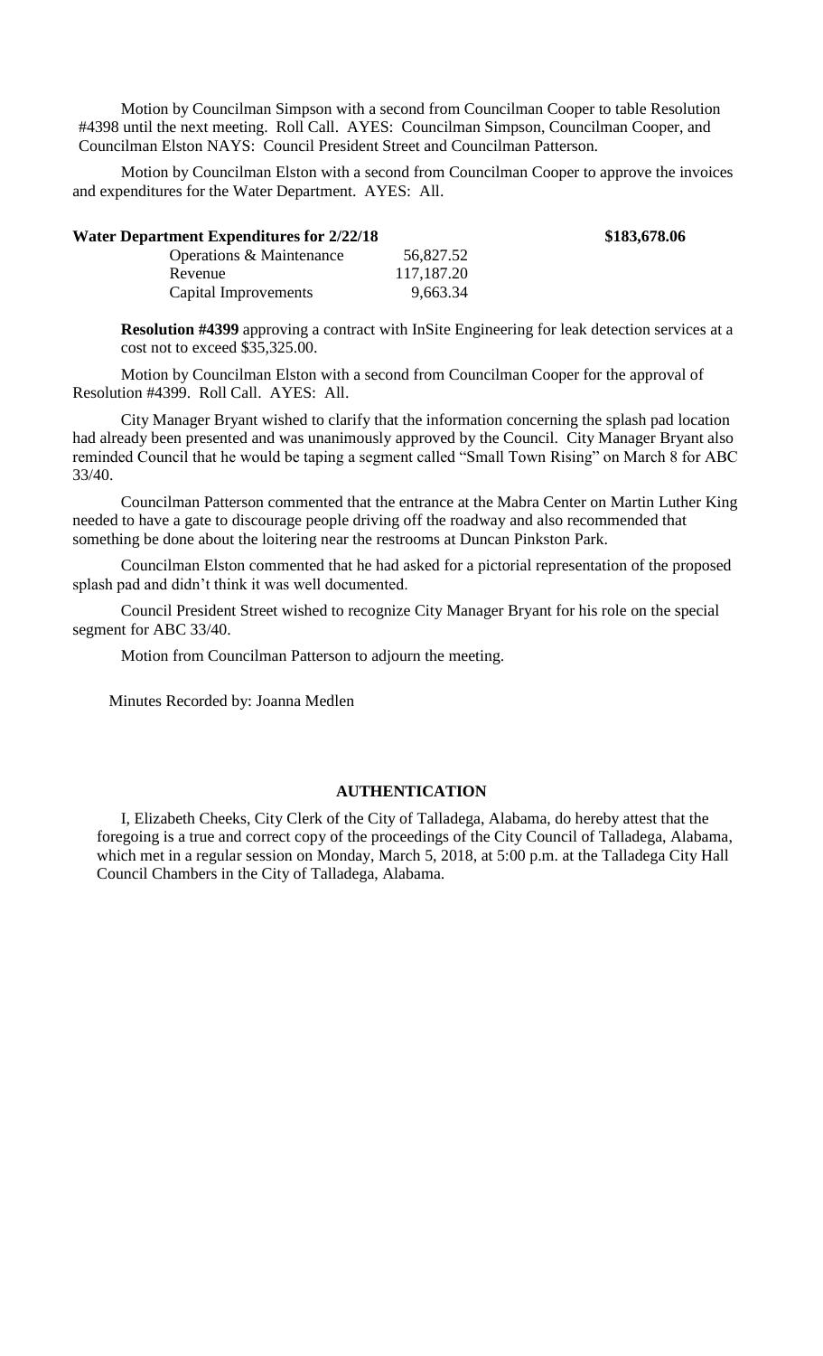Motion by Councilman Simpson with a second from Councilman Cooper to table Resolution #4398 until the next meeting. Roll Call. AYES: Councilman Simpson, Councilman Cooper, and Councilman Elston NAYS: Council President Street and Councilman Patterson.

Motion by Councilman Elston with a second from Councilman Cooper to approve the invoices and expenditures for the Water Department. AYES: All.

| **Water Department Expenditures for 2/22/18** | | **\$183,678.06** |
|---|---|---|
| Operations & Maintenance | 56,827.52 | |
| Revenue | 117,187.20 | |
| Capital Improvements | 9,663.34 | |

**Resolution #4399** approving a contract with InSite Engineering for leak detection services at a cost not to exceed \$35,325.00.

Motion by Councilman Elston with a second from Councilman Cooper for the approval of Resolution #4399. Roll Call. AYES: All.

City Manager Bryant wished to clarify that the information concerning the splash pad location had already been presented and was unanimously approved by the Council. City Manager Bryant also reminded Council that he would be taping a segment called "Small Town Rising" on March 8 for ABC 33/40.

Councilman Patterson commented that the entrance at the Mabra Center on Martin Luther King needed to have a gate to discourage people driving off the roadway and also recommended that something be done about the loitering near the restrooms at Duncan Pinkston Park.

Councilman Elston commented that he had asked for a pictorial representation of the proposed splash pad and didn't think it was well documented.

Council President Street wished to recognize City Manager Bryant for his role on the special segment for ABC 33/40.

Motion from Councilman Patterson to adjourn the meeting.

Minutes Recorded by: Joanna Medlen

## AUTHENTICATION

I, Elizabeth Cheeks, City Clerk of the City of Talladega, Alabama, do hereby attest that the foregoing is a true and correct copy of the proceedings of the City Council of Talladega, Alabama, which met in a regular session on Monday, March 5, 2018, at 5:00 p.m. at the Talladega City Hall Council Chambers in the City of Talladega, Alabama.